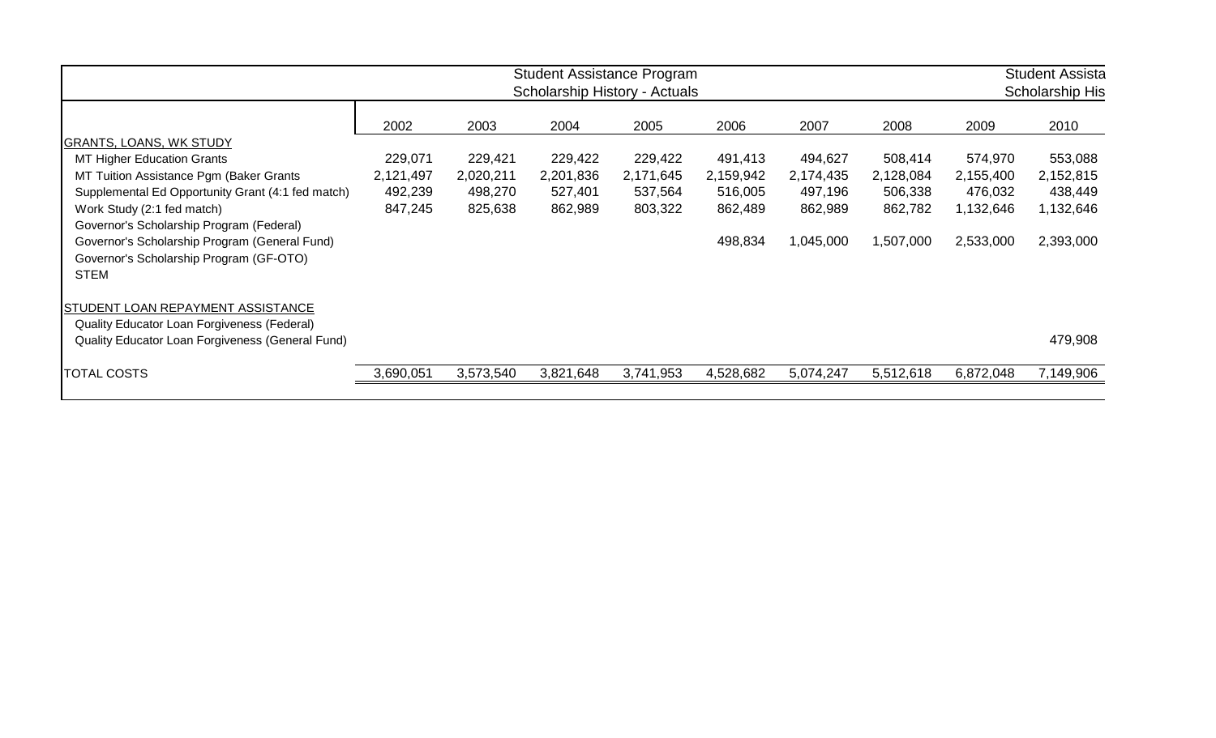| Student Assistance Program<br>Scholarship History - Actuals | | | | | | | | | Student Assista<br>Scholarship His |
|---|---|---|---|---|---|---|---|---|---|
| | 2002 | 2003 | 2004 | 2005 | 2006 | 2007 | 2008 | 2009 | 2010 |
| GRANTS, LOANS, WK STUDY | | | | | | | | | |
| MT Higher Education Grants | 229,071 | 229,421 | 229,422 | 229,422 | 491,413 | 494,627 | 508,414 | 574,970 | 553,088 |
| MT Tuition Assistance Pgm (Baker Grants | 2,121,497 | 2,020,211 | 2,201,836 | 2,171,645 | 2,159,942 | 2,174,435 | 2,128,084 | 2,155,400 | 2,152,815 |
| Supplemental Ed Opportunity Grant (4:1 fed match) | 492,239 | 498,270 | 527,401 | 537,564 | 516,005 | 497,196 | 506,338 | 476,032 | 438,449 |
| Work Study (2:1 fed match) | 847,245 | 825,638 | 862,989 | 803,322 | 862,489 | 862,989 | 862,782 | 1,132,646 | 1,132,646 |
| Governor's Scholarship Program (Federal) | | | | | | | | | |
| Governor's Scholarship Program (General Fund) | | | | | 498,834 | 1,045,000 | 1,507,000 | 2,533,000 | 2,393,000 |
| Governor's Scholarship Program (GF-OTO) | | | | | | | | | |
| STEM | | | | | | | | | |
| STUDENT LOAN REPAYMENT ASSISTANCE | | | | | | | | | |
| Quality Educator Loan Forgiveness (Federal) | | | | | | | | | |
| Quality Educator Loan Forgiveness (General Fund) | | | | | | | | | 479,908 |
| TOTAL COSTS | 3,690,051 | 3,573,540 | 3,821,648 | 3,741,953 | 4,528,682 | 5,074,247 | 5,512,618 | 6,872,048 | 7,149,906 |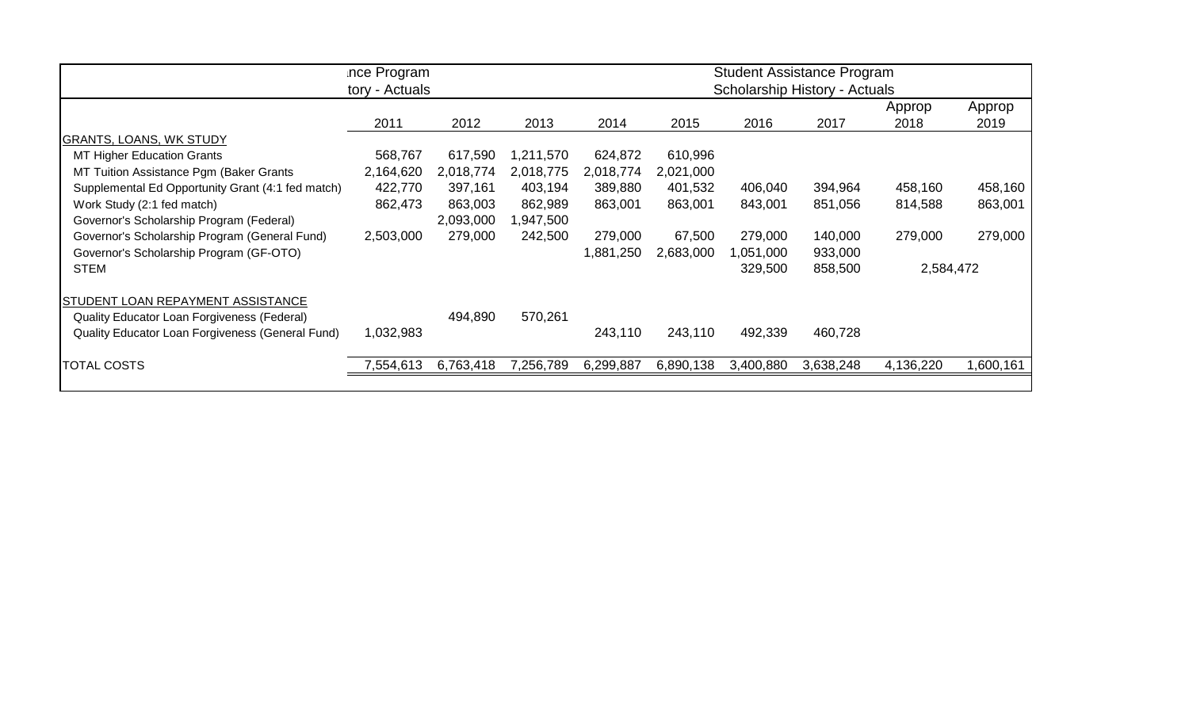| | nce Program | | | | | Student Assistance Program | | | |
|---|---|---|---|---|---|---|---|---|---|
| | tory - Actuals | | | | | Scholarship History - Actuals | | | |
| | 2011 | 2012 | 2013 | 2014 | 2015 | 2016 | 2017 | Approp 2018 | Approp 2019 |
| GRANTS, LOANS, WK STUDY | | | | | | | | | |
| MT Higher Education Grants | 568,767 | 617,590 | 1,211,570 | 624,872 | 610,996 | | | | |
| MT Tuition Assistance Pgm (Baker Grants | 2,164,620 | 2,018,774 | 2,018,775 | 2,018,774 | 2,021,000 | | | | |
| Supplemental Ed Opportunity Grant (4:1 fed match) | 422,770 | 397,161 | 403,194 | 389,880 | 401,532 | 406,040 | 394,964 | 458,160 | 458,160 |
| Work Study (2:1 fed match) | 862,473 | 863,003 | 862,989 | 863,001 | 863,001 | 843,001 | 851,056 | 814,588 | 863,001 |
| Governor's Scholarship Program (Federal) | | 2,093,000 | 1,947,500 | | | | | | |
| Governor's Scholarship Program (General Fund) | 2,503,000 | 279,000 | 242,500 | 279,000 | 67,500 | 279,000 | 140,000 | 279,000 | 279,000 |
| Governor's Scholarship Program (GF-OTO) | | | | 1,881,250 | 2,683,000 | 1,051,000 | 933,000 | | |
| STEM | | | | | | 329,500 | 858,500 | 2,584,472 | |
| STUDENT LOAN REPAYMENT ASSISTANCE | | | | | | | | | |
| Quality Educator Loan Forgiveness (Federal) | | 494,890 | 570,261 | | | | | | |
| Quality Educator Loan Forgiveness (General Fund) | 1,032,983 | | | 243,110 | 243,110 | 492,339 | 460,728 | | |
| TOTAL COSTS | 7,554,613 | 6,763,418 | 7,256,789 | 6,299,887 | 6,890,138 | 3,400,880 | 3,638,248 | 4,136,220 | 1,600,161 |